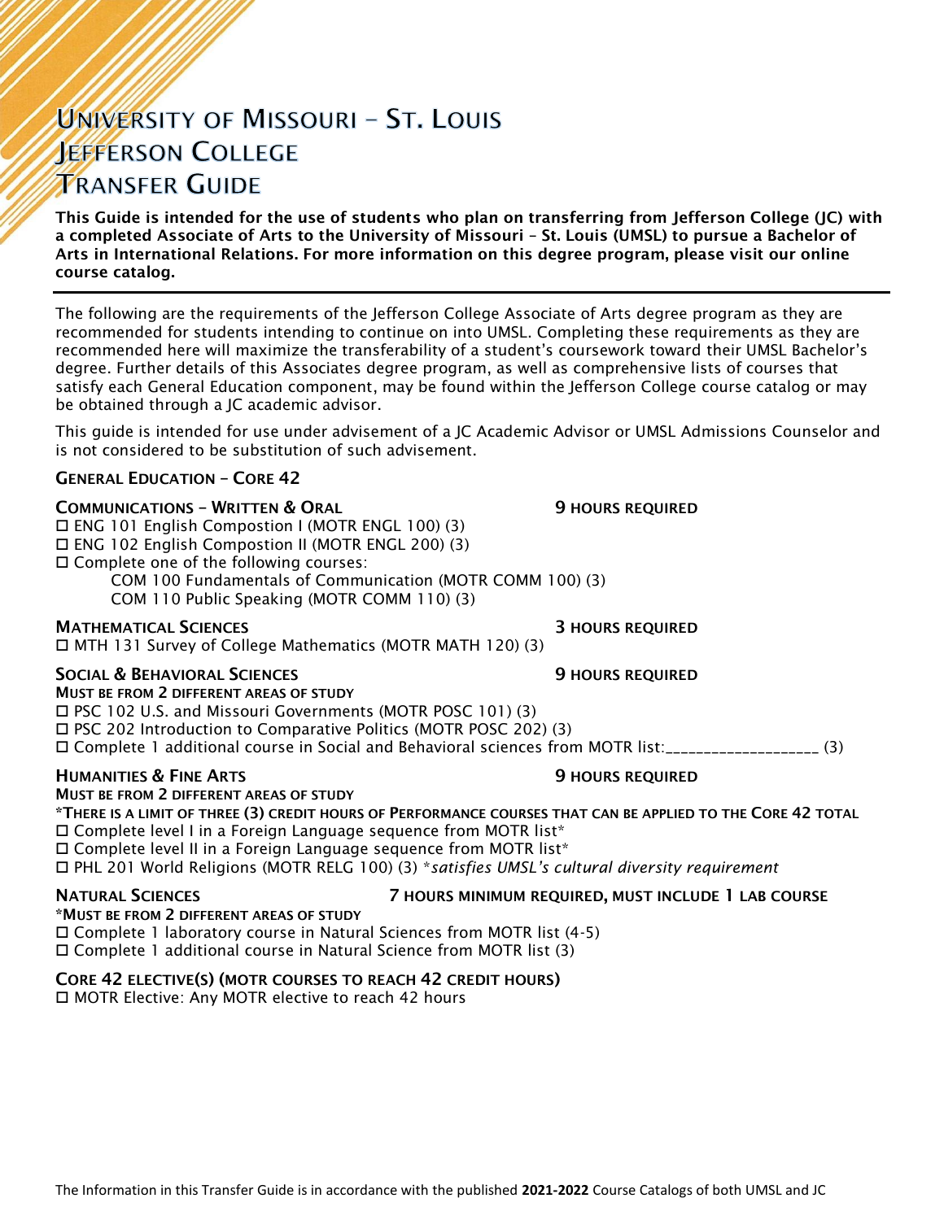# University of Missouri – St. Louis
# Jefferson College
# Transfer Guide

**This Guide is intended for the use of students who plan on transferring from Jefferson College (JC) with a completed Associate of Arts to the University of Missouri – St. Louis (UMSL) to pursue a Bachelor of Arts in International Relations. For more information on this degree program, please visit our online course catalog.**

---

The following are the requirements of the Jefferson College Associate of Arts degree program as they are recommended for students intending to continue on into UMSL. Completing these requirements as they are recommended here will maximize the transferability of a student's coursework toward their UMSL Bachelor's degree. Further details of this Associates degree program, as well as comprehensive lists of courses that satisfy each General Education component, may be found within the Jefferson College course catalog or may be obtained through a JC academic advisor.

This guide is intended for use under advisement of a JC Academic Advisor or UMSL Admissions Counselor and is not considered to be substitution of such advisement.

## General Education – Core 42

### Communications – Written & Oral — 9 Hours Required

- ☐ ENG 101 English Compostion I (MOTR ENGL 100) (3)
- ☐ ENG 102 English Compostion II (MOTR ENGL 200) (3)
- ☐ Complete one of the following courses:
  - COM 100 Fundamentals of Communication (MOTR COMM 100) (3)
  - COM 110 Public Speaking (MOTR COMM 110) (3)

### Mathematical Sciences — 3 Hours Required

- ☐ MTH 131 Survey of College Mathematics (MOTR MATH 120) (3)

### Social & Behavioral Sciences — 9 Hours Required

**Must be from 2 different areas of study**

- ☐ PSC 102 U.S. and Missouri Governments (MOTR POSC 101) (3)
- ☐ PSC 202 Introduction to Comparative Politics (MOTR POSC 202) (3)
- ☐ Complete 1 additional course in Social and Behavioral sciences from MOTR list:___________________ (3)

### Humanities & Fine Arts — 9 Hours Required

**Must be from 2 different areas of study**

**\*There is a limit of three (3) credit hours of Performance courses that can be applied to the Core 42 total**

- ☐ Complete level I in a Foreign Language sequence from MOTR list*
- ☐ Complete level II in a Foreign Language sequence from MOTR list*
- ☐ PHL 201 World Religions (MOTR RELG 100) (3) **satisfies UMSL's cultural diversity requirement*

### Natural Sciences — 7 Hours Minimum Required, Must Include 1 Lab Course

**\*Must be from 2 different areas of study**

- ☐ Complete 1 laboratory course in Natural Sciences from MOTR list (4-5)
- ☐ Complete 1 additional course in Natural Science from MOTR list (3)

### Core 42 Elective(s) (MOTR Courses to Reach 42 Credit Hours)

- ☐ MOTR Elective: Any MOTR elective to reach 42 hours

The Information in this Transfer Guide is in accordance with the published **2021-2022** Course Catalogs of both UMSL and JC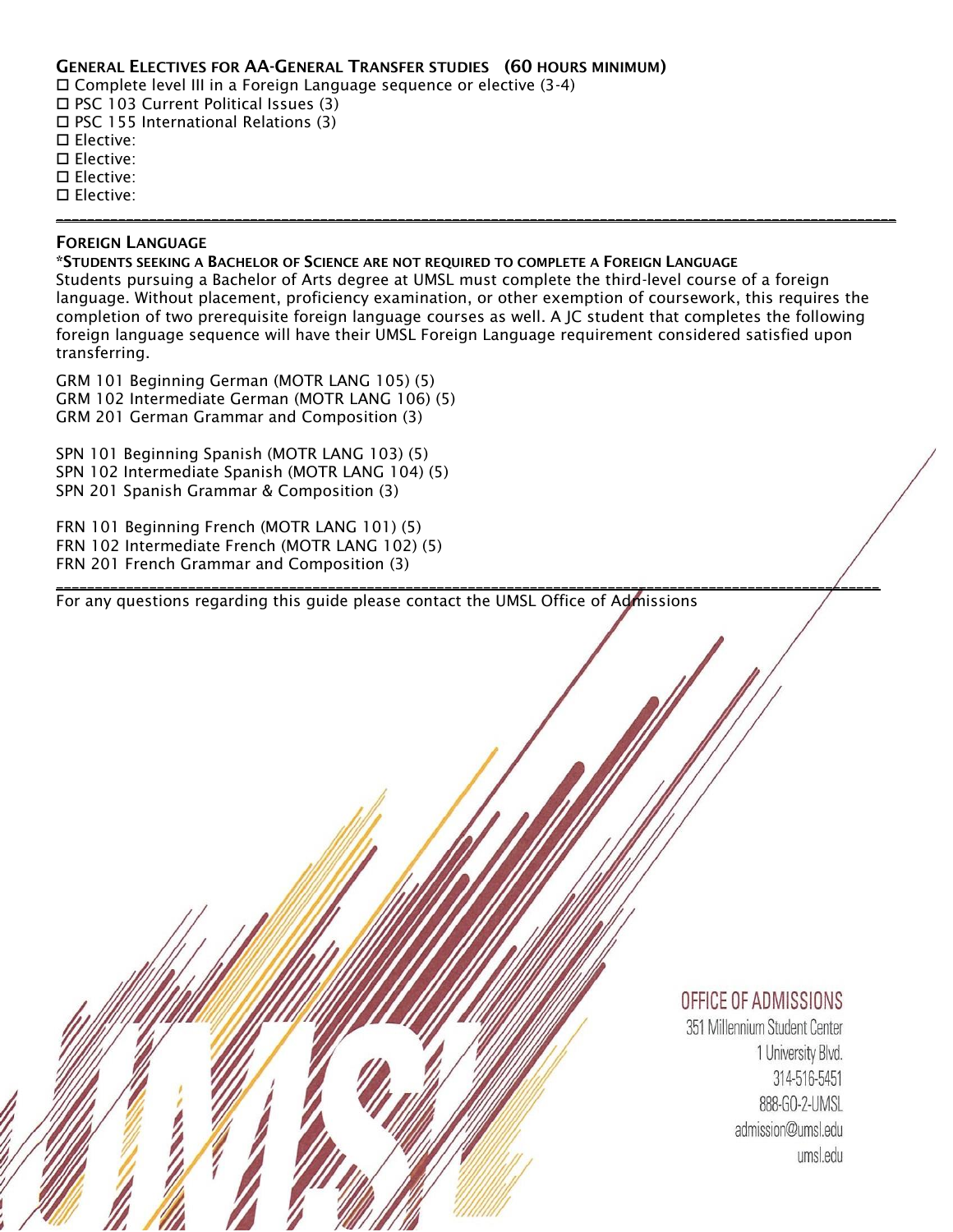## General Electives for AA-General Transfer studies (60 hours minimum)

- ☐ Complete level III in a Foreign Language sequence or elective (3-4)
- ☐ PSC 103 Current Political Issues (3)
- ☐ PSC 155 International Relations (3)
- ☐ Elective:
- ☐ Elective:
- ☐ Elective:
- ☐ Elective:

---

## Foreign Language

**\*Students seeking a Bachelor of Science are not required to complete a Foreign Language**

Students pursuing a Bachelor of Arts degree at UMSL must complete the third-level course of a foreign language. Without placement, proficiency examination, or other exemption of coursework, this requires the completion of two prerequisite foreign language courses as well. A JC student that completes the following foreign language sequence will have their UMSL Foreign Language requirement considered satisfied upon transferring.

GRM 101 Beginning German (MOTR LANG 105) (5)
GRM 102 Intermediate German (MOTR LANG 106) (5)
GRM 201 German Grammar and Composition (3)

SPN 101 Beginning Spanish (MOTR LANG 103) (5)
SPN 102 Intermediate Spanish (MOTR LANG 104) (5)
SPN 201 Spanish Grammar & Composition (3)

FRN 101 Beginning French (MOTR LANG 101) (5)
FRN 102 Intermediate French (MOTR LANG 102) (5)
FRN 201 French Grammar and Composition (3)

---

For any questions regarding this guide please contact the UMSL Office of Admissions

OFFICE OF ADMISSIONS
351 Millennium Student Center
1 University Blvd.
314-516-5451
888-GO-2-UMSL
admission@umsl.edu
umsl.edu